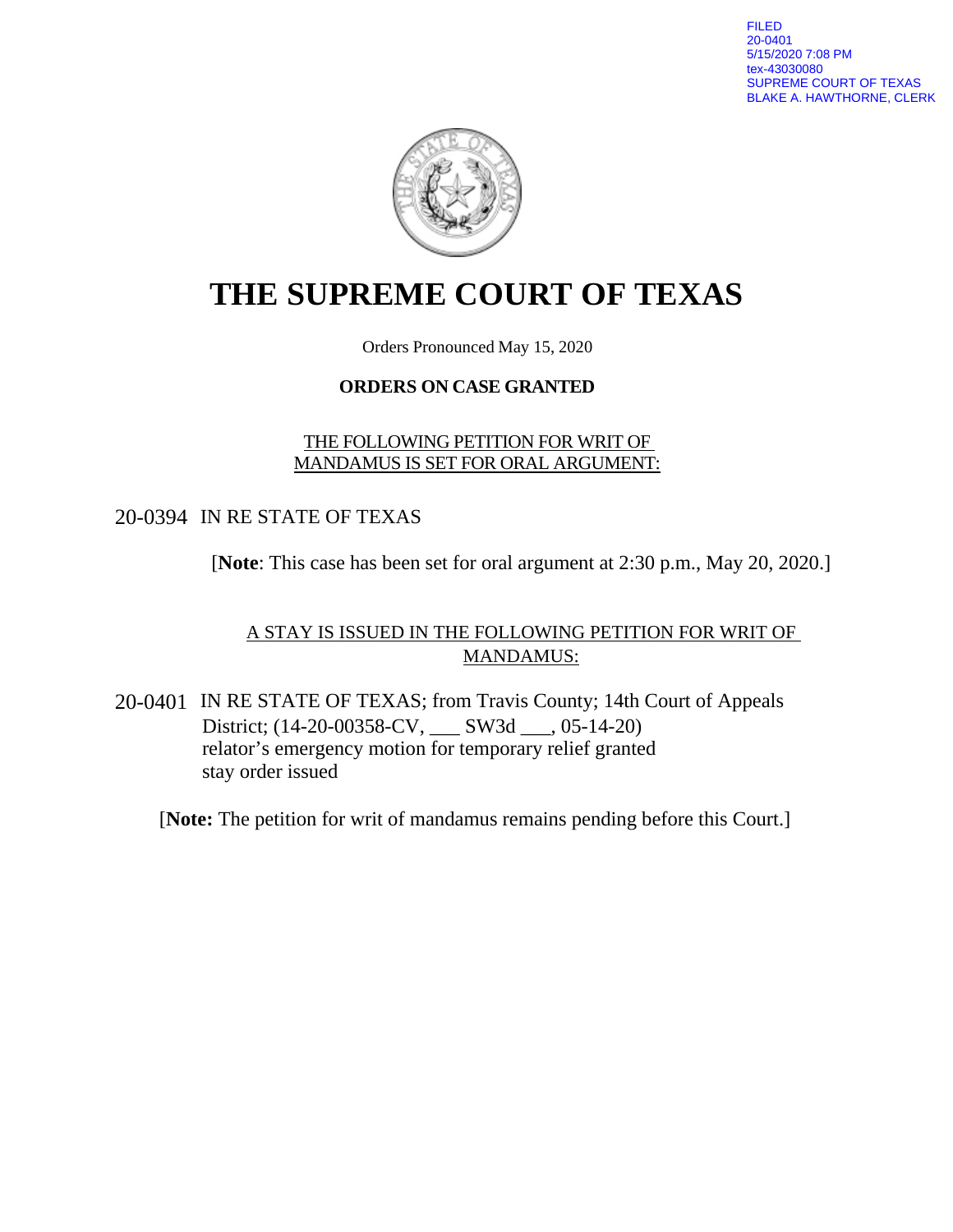FILED
20-0401
5/15/2020 7:08 PM
tex-43030080
SUPREME COURT OF TEXAS
BLAKE A. HAWTHORNE, CLERK

# THE SUPREME COURT OF TEXAS

Orders Pronounced May 15, 2020

**ORDERS ON CASE GRANTED**

THE FOLLOWING PETITION FOR WRIT OF MANDAMUS IS SET FOR ORAL ARGUMENT:

20-0394 IN RE STATE OF TEXAS

[**Note**: This case has been set for oral argument at 2:30 p.m., May 20, 2020.]

A STAY IS ISSUED IN THE FOLLOWING PETITION FOR WRIT OF MANDAMUS:

20-0401 IN RE STATE OF TEXAS; from Travis County; 14th Court of Appeals District; (14-20-00358-CV, ___ SW3d ___, 05-14-20)
relator's emergency motion for temporary relief granted
stay order issued

[**Note:** The petition for writ of mandamus remains pending before this Court.]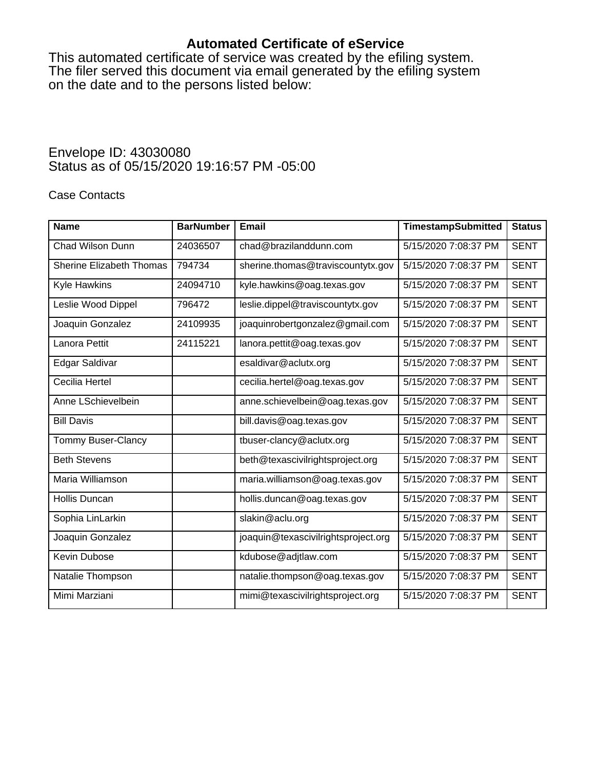# Automated Certificate of eService

This automated certificate of service was created by the efiling system. The filer served this document via email generated by the efiling system on the date and to the persons listed below:

Envelope ID: 43030080
Status as of 05/15/2020 19:16:57 PM -05:00

Case Contacts

| Name | BarNumber | Email | TimestampSubmitted | Status |
|---|---|---|---|---|
| Chad Wilson Dunn | 24036507 | chad@brazilanddunn.com | 5/15/2020 7:08:37 PM | SENT |
| Sherine Elizabeth Thomas | 794734 | sherine.thomas@traviscountytx.gov | 5/15/2020 7:08:37 PM | SENT |
| Kyle Hawkins | 24094710 | kyle.hawkins@oag.texas.gov | 5/15/2020 7:08:37 PM | SENT |
| Leslie Wood Dippel | 796472 | leslie.dippel@traviscountytx.gov | 5/15/2020 7:08:37 PM | SENT |
| Joaquin Gonzalez | 24109935 | joaquinrobertgonzalez@gmail.com | 5/15/2020 7:08:37 PM | SENT |
| Lanora Pettit | 24115221 | lanora.pettit@oag.texas.gov | 5/15/2020 7:08:37 PM | SENT |
| Edgar Saldivar | | esaldivar@aclutx.org | 5/15/2020 7:08:37 PM | SENT |
| Cecilia Hertel | | cecilia.hertel@oag.texas.gov | 5/15/2020 7:08:37 PM | SENT |
| Anne LSchievelbein | | anne.schievelbein@oag.texas.gov | 5/15/2020 7:08:37 PM | SENT |
| Bill Davis | | bill.davis@oag.texas.gov | 5/15/2020 7:08:37 PM | SENT |
| Tommy Buser-Clancy | | tbuser-clancy@aclutx.org | 5/15/2020 7:08:37 PM | SENT |
| Beth Stevens | | beth@texascivilrightsproject.org | 5/15/2020 7:08:37 PM | SENT |
| Maria Williamson | | maria.williamson@oag.texas.gov | 5/15/2020 7:08:37 PM | SENT |
| Hollis Duncan | | hollis.duncan@oag.texas.gov | 5/15/2020 7:08:37 PM | SENT |
| Sophia LinLarkin | | slakin@aclu.org | 5/15/2020 7:08:37 PM | SENT |
| Joaquin Gonzalez | | joaquin@texascivilrightsproject.org | 5/15/2020 7:08:37 PM | SENT |
| Kevin Dubose | | kdubose@adjtlaw.com | 5/15/2020 7:08:37 PM | SENT |
| Natalie Thompson | | natalie.thompson@oag.texas.gov | 5/15/2020 7:08:37 PM | SENT |
| Mimi Marziani | | mimi@texascivilrightsproject.org | 5/15/2020 7:08:37 PM | SENT |